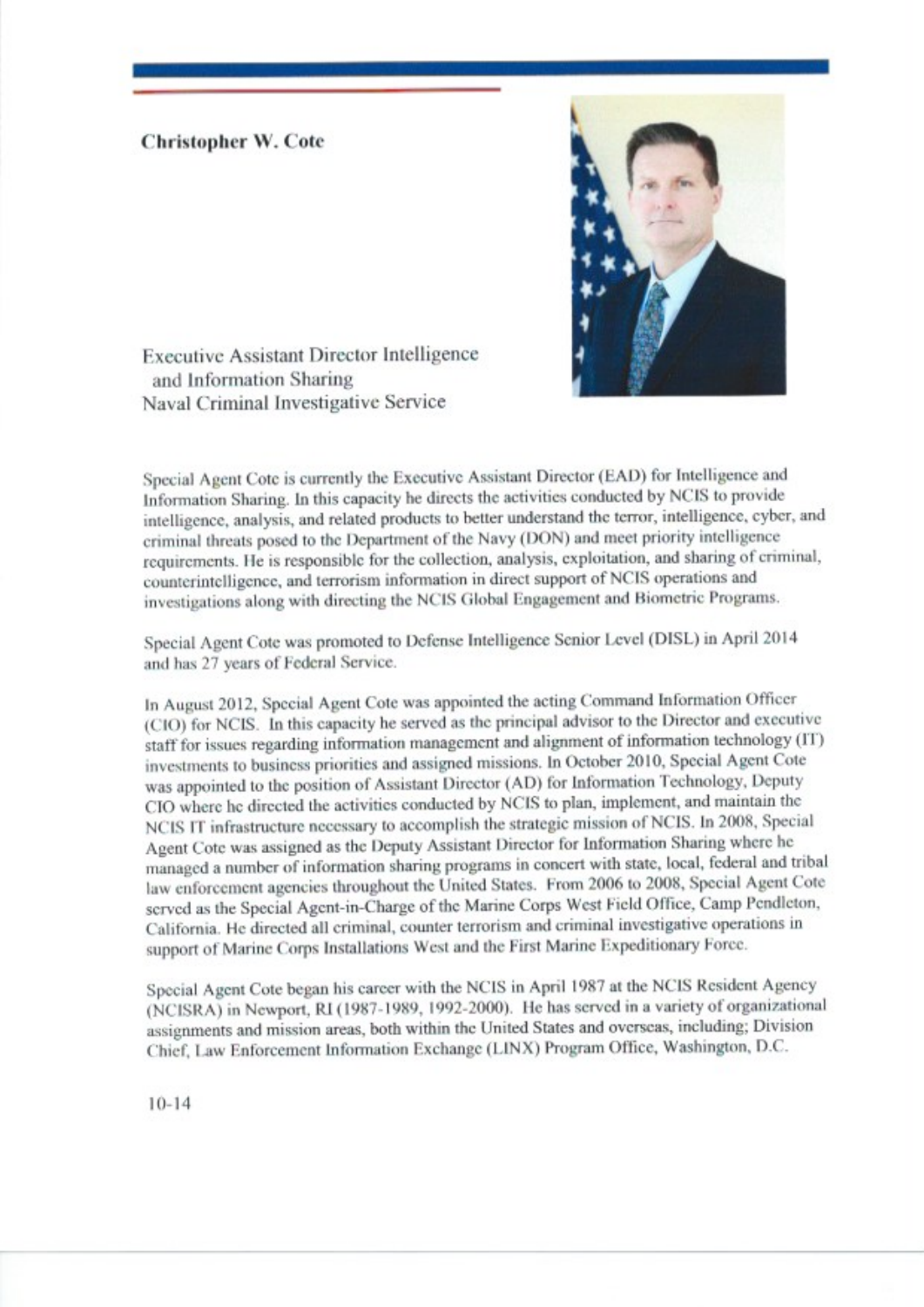**Christopher W. Cote**

Executive Assistant Director Intelligence and Information Sharing
Naval Criminal Investigative Service

Special Agent Cote is currently the Executive Assistant Director (EAD) for Intelligence and Information Sharing. In this capacity he directs the activities conducted by NCIS to provide intelligence, analysis, and related products to better understand the terror, intelligence, cyber, and criminal threats posed to the Department of the Navy (DON) and meet priority intelligence requirements. He is responsible for the collection, analysis, exploitation, and sharing of criminal, counterintelligence, and terrorism information in direct support of NCIS operations and investigations along with directing the NCIS Global Engagement and Biometric Programs.

Special Agent Cote was promoted to Defense Intelligence Senior Level (DISL) in April 2014 and has 27 years of Federal Service.

In August 2012, Special Agent Cote was appointed the acting Command Information Officer (CIO) for NCIS. In this capacity he served as the principal advisor to the Director and executive staff for issues regarding information management and alignment of information technology (IT) investments to business priorities and assigned missions. In October 2010, Special Agent Cote was appointed to the position of Assistant Director (AD) for Information Technology, Deputy CIO where he directed the activities conducted by NCIS to plan, implement, and maintain the NCIS IT infrastructure necessary to accomplish the strategic mission of NCIS. In 2008, Special Agent Cote was assigned as the Deputy Assistant Director for Information Sharing where he managed a number of information sharing programs in concert with state, local, federal and tribal law enforcement agencies throughout the United States. From 2006 to 2008, Special Agent Cote served as the Special Agent-in-Charge of the Marine Corps West Field Office, Camp Pendleton, California. He directed all criminal, counter terrorism and criminal investigative operations in support of Marine Corps Installations West and the First Marine Expeditionary Force.

Special Agent Cote began his career with the NCIS in April 1987 at the NCIS Resident Agency (NCISRA) in Newport, RI (1987-1989, 1992-2000). He has served in a variety of organizational assignments and mission areas, both within the United States and overseas, including; Division Chief, Law Enforcement Information Exchange (LINX) Program Office, Washington, D.C.

10-14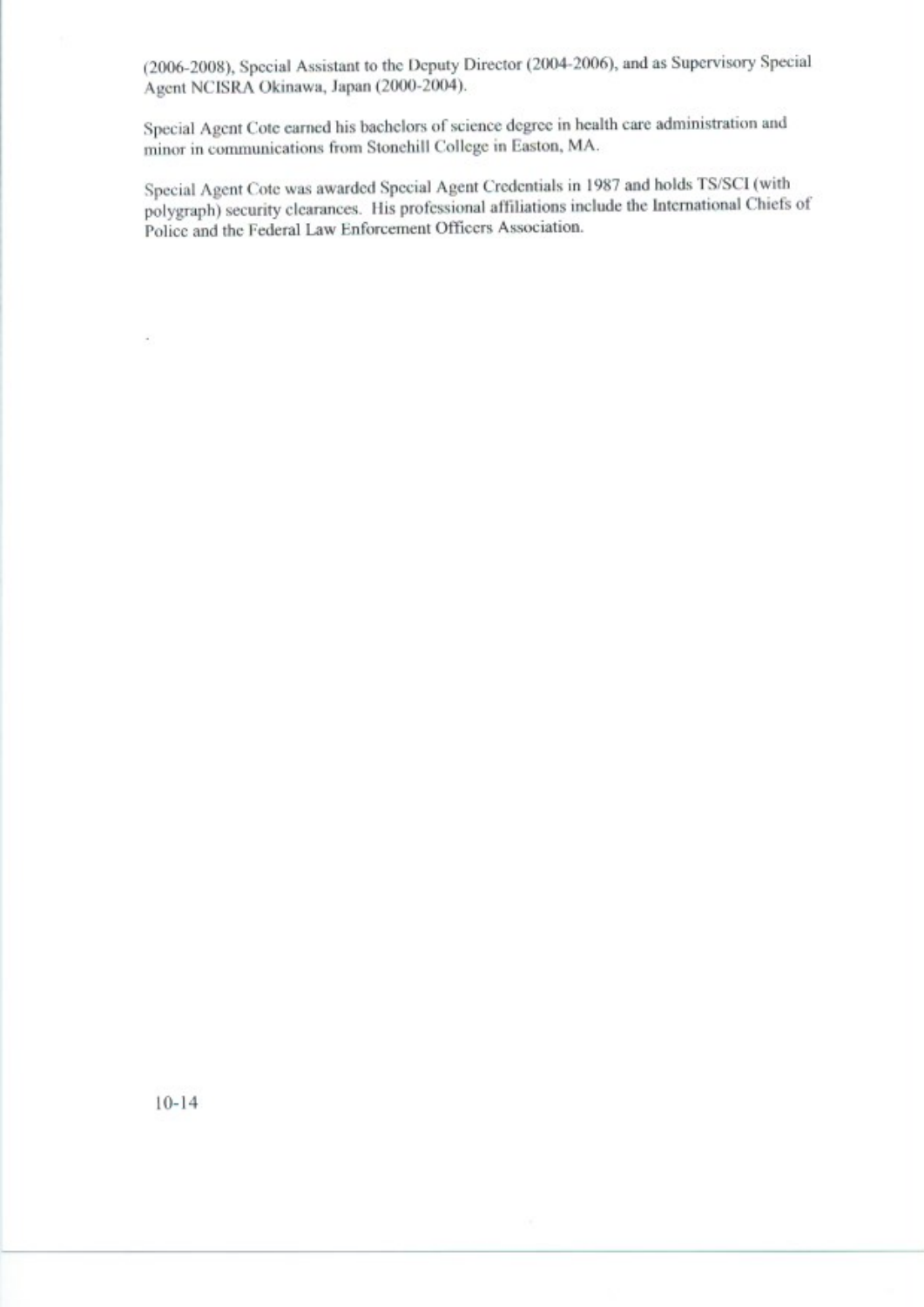(2006-2008), Special Assistant to the Deputy Director (2004-2006), and as Supervisory Special Agent NCISRA Okinawa, Japan (2000-2004).

Special Agent Cote earned his bachelors of science degree in health care administration and minor in communications from Stonehill College in Easton, MA.

Special Agent Cote was awarded Special Agent Credentials in 1987 and holds TS/SCI (with polygraph) security clearances. His professional affiliations include the International Chiefs of Police and the Federal Law Enforcement Officers Association.

10-14